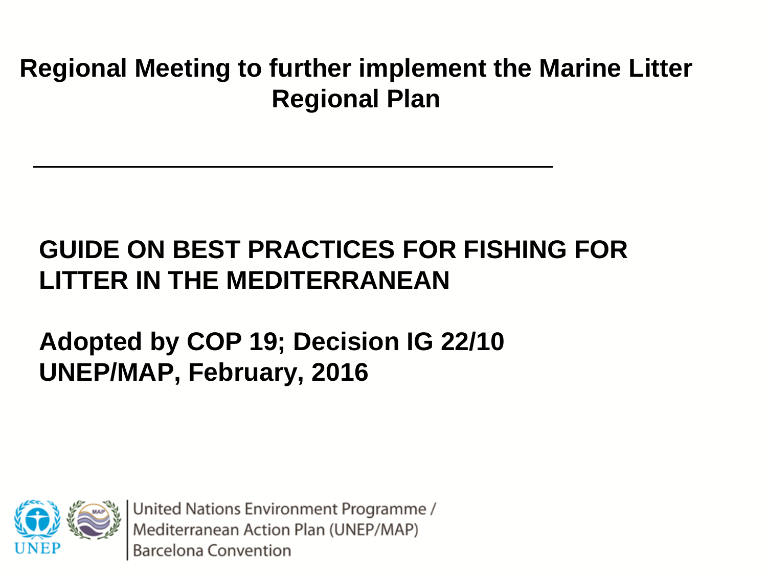# Regional Meeting to further implement the Marine Litter Regional Plan

---

## GUIDE ON BEST PRACTICES FOR FISHING FOR LITTER IN THE MEDITERRANEAN

**Adopted by COP 19; Decision IG 22/10**
**UNEP/MAP, February, 2016**

United Nations Environment Programme /
Mediterranean Action Plan (UNEP/MAP)
Barcelona Convention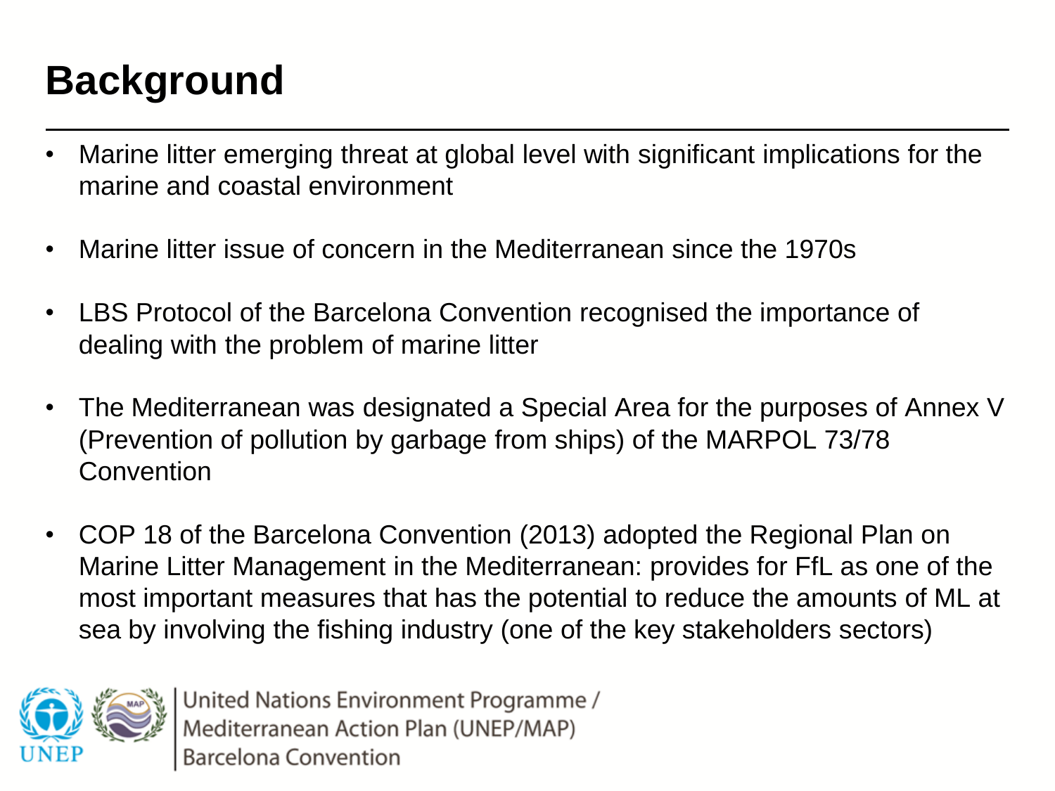# Background

- Marine litter emerging threat at global level with significant implications for the marine and coastal environment
- Marine litter issue of concern in the Mediterranean since the 1970s
- LBS Protocol of the Barcelona Convention recognised the importance of dealing with the problem of marine litter
- The Mediterranean was designated a Special Area for the purposes of Annex V (Prevention of pollution by garbage from ships) of the MARPOL 73/78 Convention
- COP 18 of the Barcelona Convention (2013) adopted the Regional Plan on Marine Litter Management in the Mediterranean: provides for FfL as one of the most important measures that has the potential to reduce the amounts of ML at sea by involving the fishing industry (one of the key stakeholders sectors)

United Nations Environment Programme / Mediterranean Action Plan (UNEP/MAP) Barcelona Convention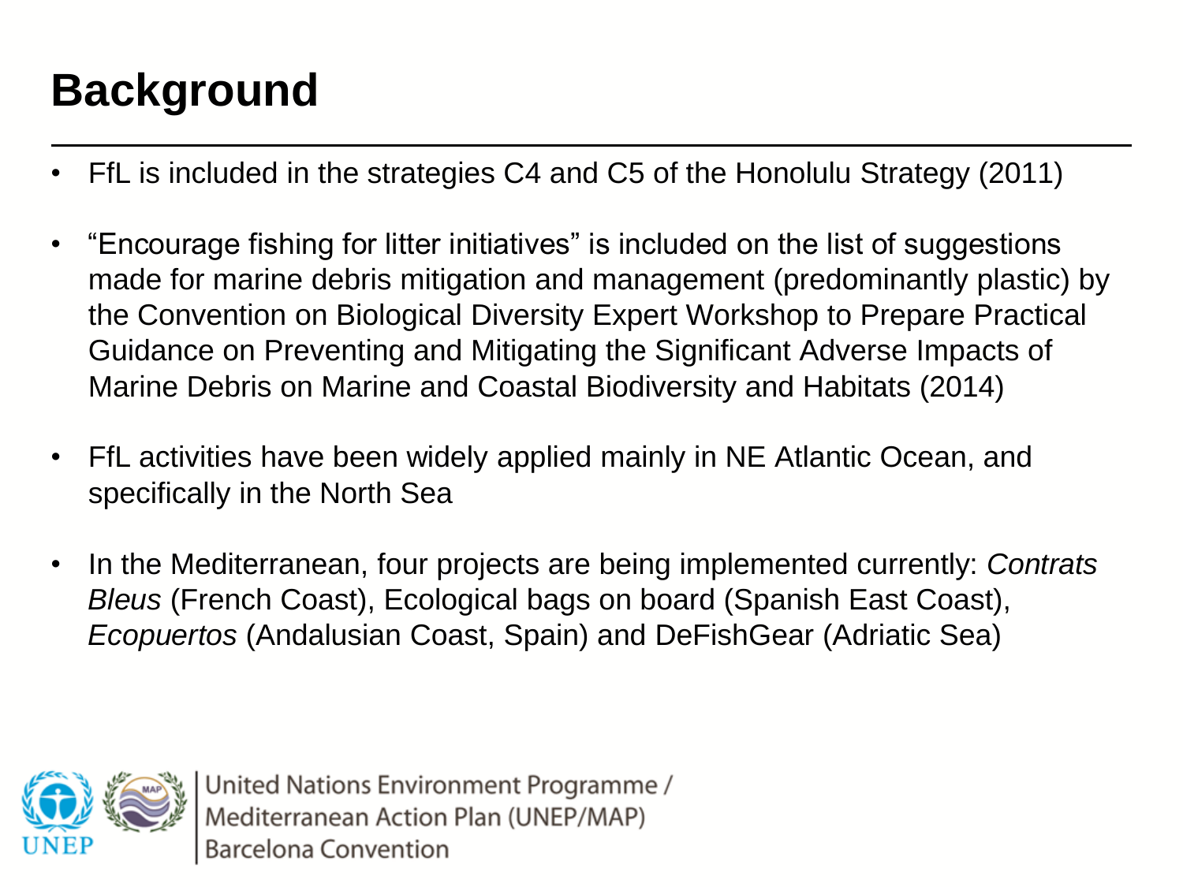# Background

- FfL is included in the strategies C4 and C5 of the Honolulu Strategy (2011)
- "Encourage fishing for litter initiatives" is included on the list of suggestions made for marine debris mitigation and management (predominantly plastic) by the Convention on Biological Diversity Expert Workshop to Prepare Practical Guidance on Preventing and Mitigating the Significant Adverse Impacts of Marine Debris on Marine and Coastal Biodiversity and Habitats (2014)
- FfL activities have been widely applied mainly in NE Atlantic Ocean, and specifically in the North Sea
- In the Mediterranean, four projects are being implemented currently: *Contrats Bleus* (French Coast), Ecological bags on board (Spanish East Coast), *Ecopuertos* (Andalusian Coast, Spain) and DeFishGear (Adriatic Sea)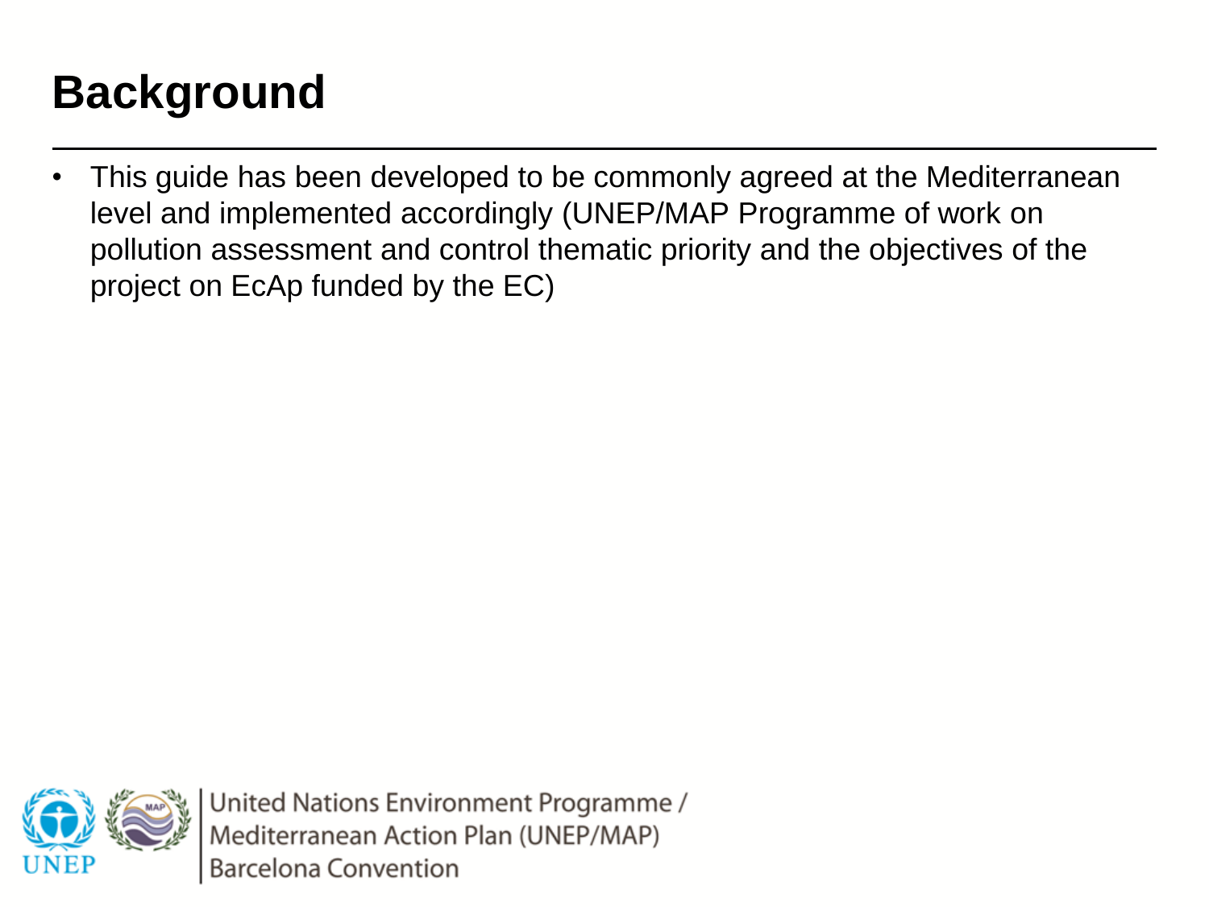# Background

- This guide has been developed to be commonly agreed at the Mediterranean level and implemented accordingly (UNEP/MAP Programme of work on pollution assessment and control thematic priority and the objectives of the project on EcAp funded by the EC)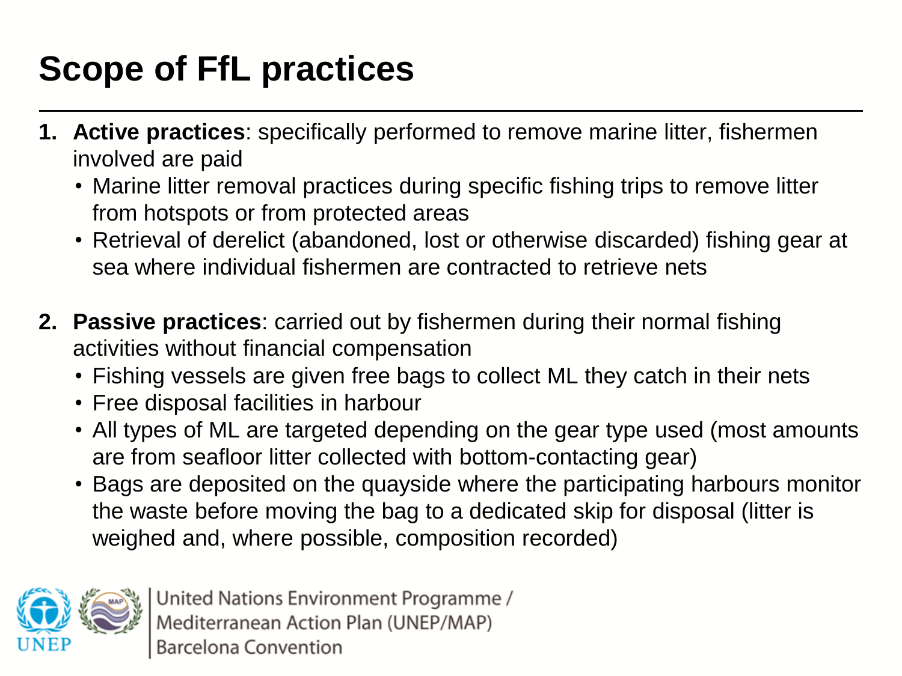# Scope of FfL practices

1. **Active practices**: specifically performed to remove marine litter, fishermen involved are paid
   - Marine litter removal practices during specific fishing trips to remove litter from hotspots or from protected areas
   - Retrieval of derelict (abandoned, lost or otherwise discarded) fishing gear at sea where individual fishermen are contracted to retrieve nets

2. **Passive practices**: carried out by fishermen during their normal fishing activities without financial compensation
   - Fishing vessels are given free bags to collect ML they catch in their nets
   - Free disposal facilities in harbour
   - All types of ML are targeted depending on the gear type used (most amounts are from seafloor litter collected with bottom-contacting gear)
   - Bags are deposited on the quayside where the participating harbours monitor the waste before moving the bag to a dedicated skip for disposal (litter is weighed and, where possible, composition recorded)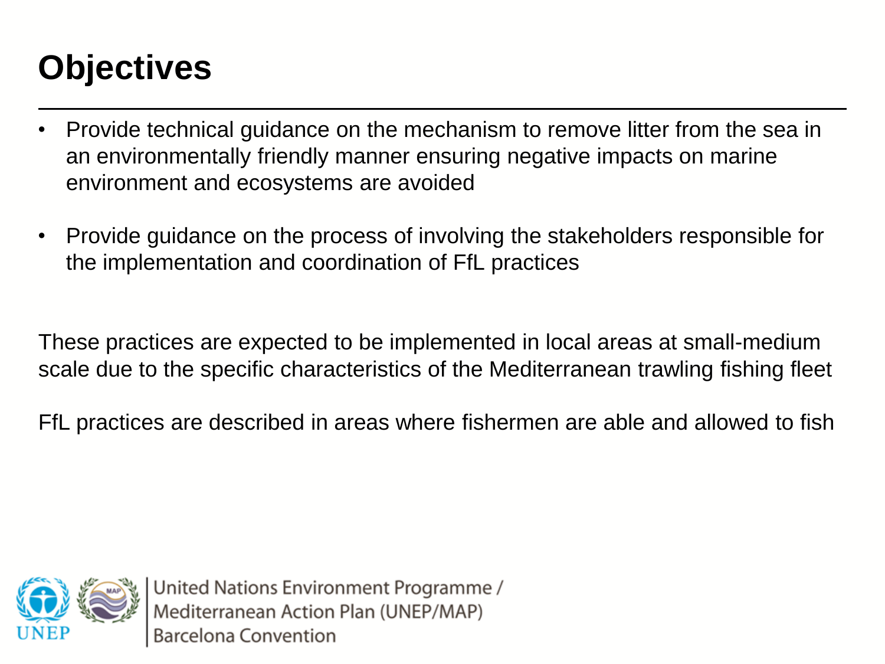# Objectives

- Provide technical guidance on the mechanism to remove litter from the sea in an environmentally friendly manner ensuring negative impacts on marine environment and ecosystems are avoided

- Provide guidance on the process of involving the stakeholders responsible for the implementation and coordination of FfL practices

These practices are expected to be implemented in local areas at small-medium scale due to the specific characteristics of the Mediterranean trawling fishing fleet

FfL practices are described in areas where fishermen are able and allowed to fish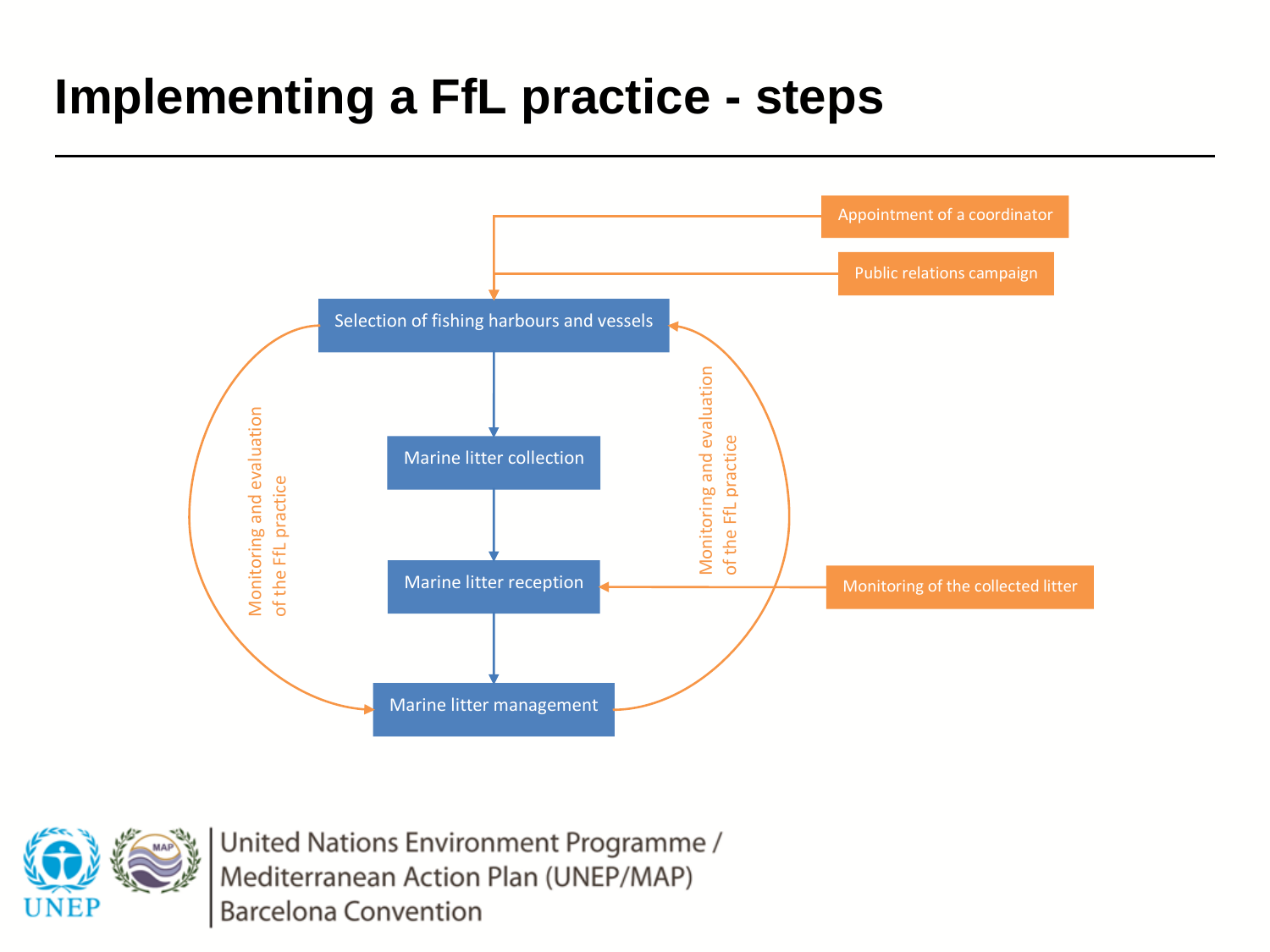# Implementing a FfL practice - steps

Appointment of a coordinator

Public relations campaign

Selection of fishing harbours and vessels

Marine litter collection

Marine litter reception

Marine litter management

Monitoring of the collected litter

Monitoring and evaluation of the FfL practice

Monitoring and evaluation of the FfL practice

United Nations Environment Programme / Mediterranean Action Plan (UNEP/MAP) Barcelona Convention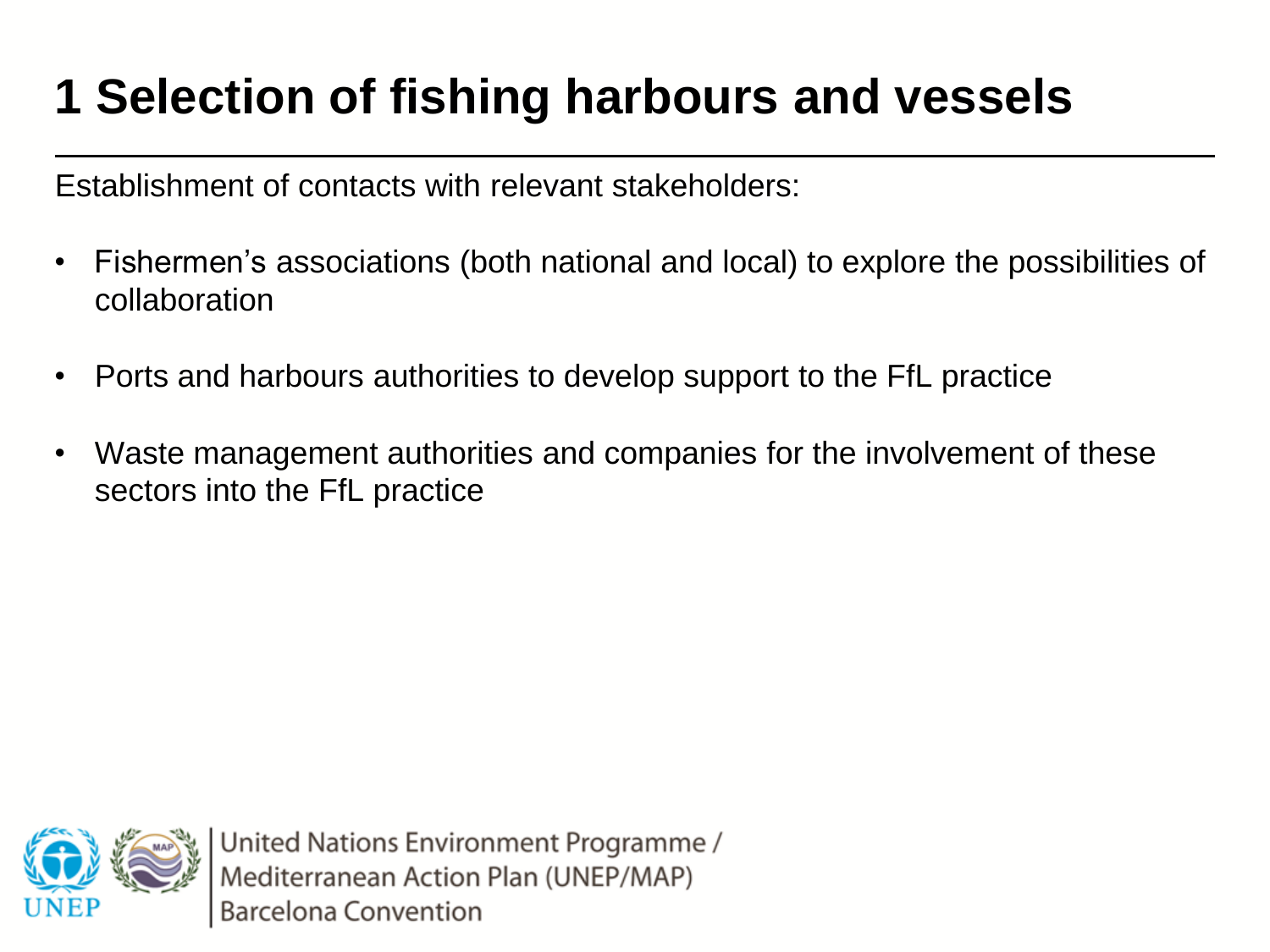# 1 Selection of fishing harbours and vessels

Establishment of contacts with relevant stakeholders:

- Fishermen's associations (both national and local) to explore the possibilities of collaboration
- Ports and harbours authorities to develop support to the FfL practice
- Waste management authorities and companies for the involvement of these sectors into the FfL practice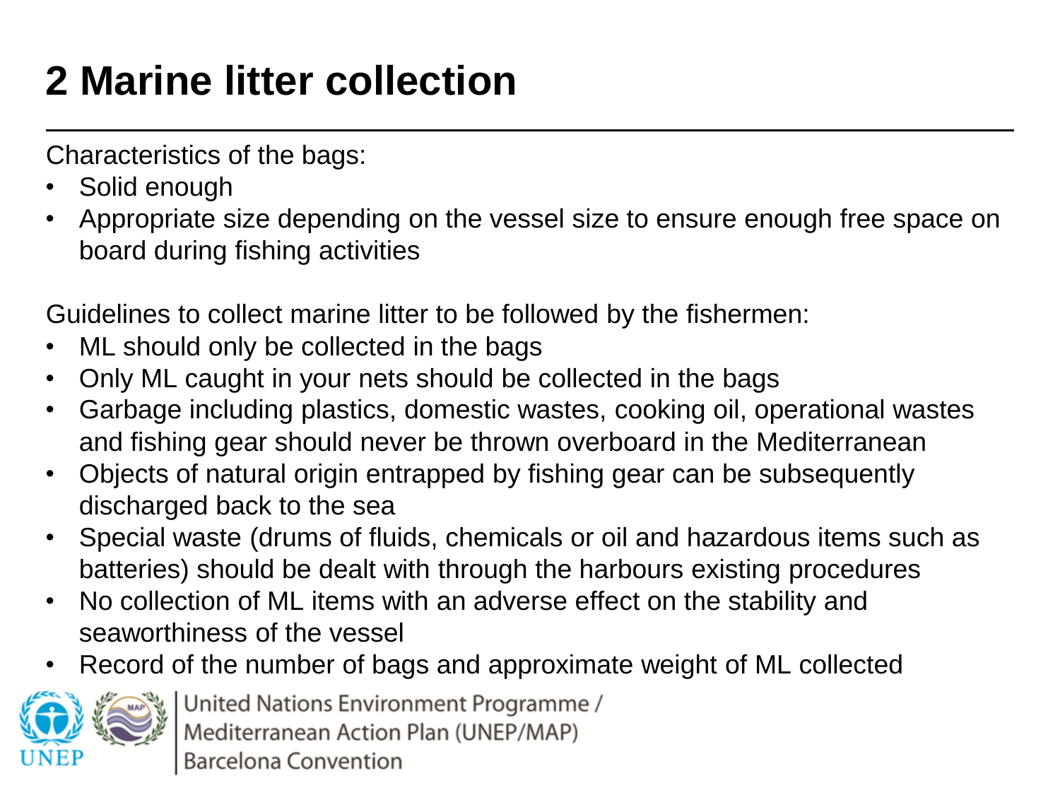# 2 Marine litter collection

Characteristics of the bags:

- Solid enough
- Appropriate size depending on the vessel size to ensure enough free space on board during fishing activities

Guidelines to collect marine litter to be followed by the fishermen:

- ML should only be collected in the bags
- Only ML caught in your nets should be collected in the bags
- Garbage including plastics, domestic wastes, cooking oil, operational wastes and fishing gear should never be thrown overboard in the Mediterranean
- Objects of natural origin entrapped by fishing gear can be subsequently discharged back to the sea
- Special waste (drums of fluids, chemicals or oil and hazardous items such as batteries) should be dealt with through the harbours existing procedures
- No collection of ML items with an adverse effect on the stability and seaworthiness of the vessel
- Record of the number of bags and approximate weight of ML collected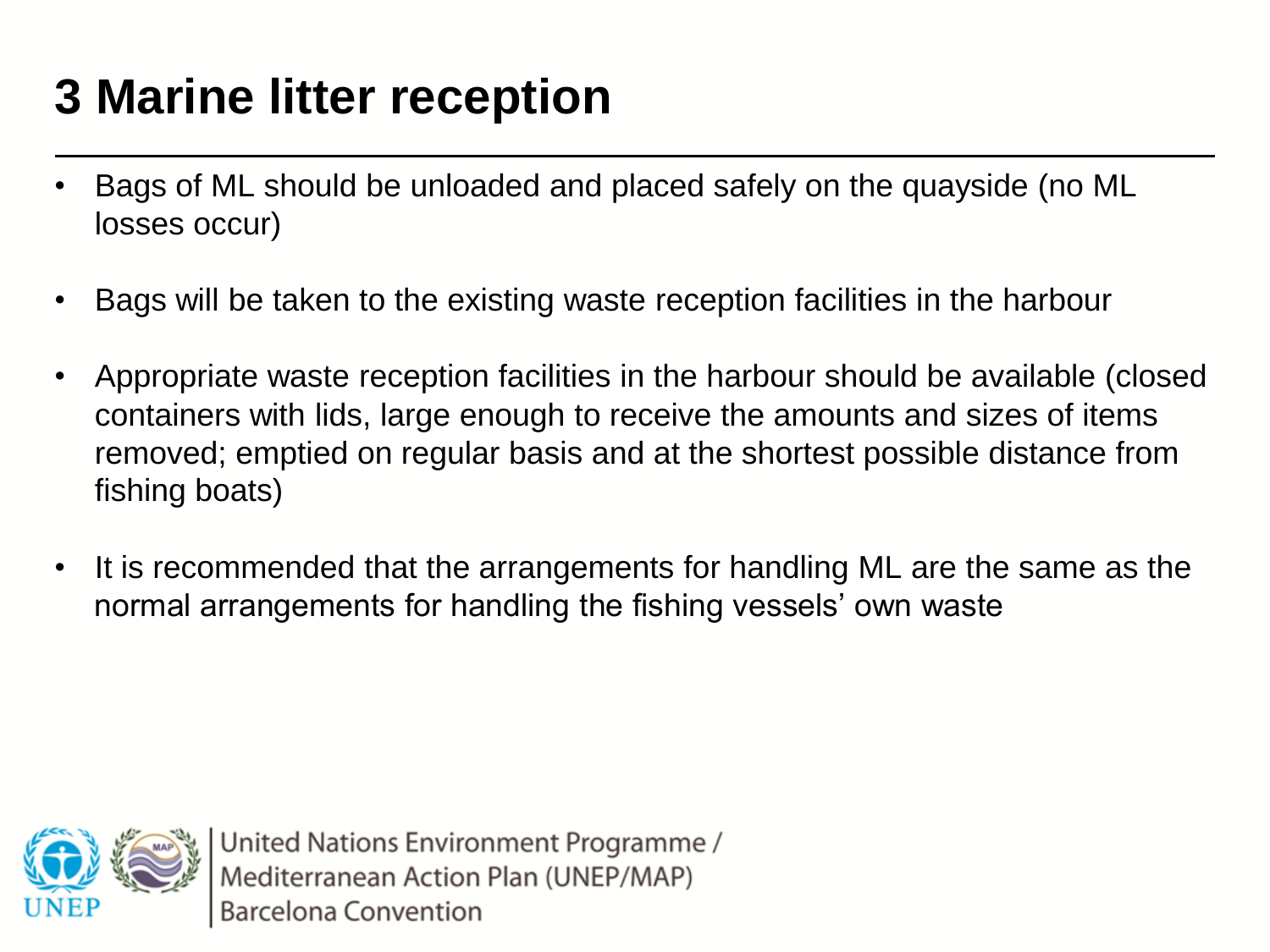# 3 Marine litter reception

- Bags of ML should be unloaded and placed safely on the quayside (no ML losses occur)
- Bags will be taken to the existing waste reception facilities in the harbour
- Appropriate waste reception facilities in the harbour should be available (closed containers with lids, large enough to receive the amounts and sizes of items removed; emptied on regular basis and at the shortest possible distance from fishing boats)
- It is recommended that the arrangements for handling ML are the same as the normal arrangements for handling the fishing vessels' own waste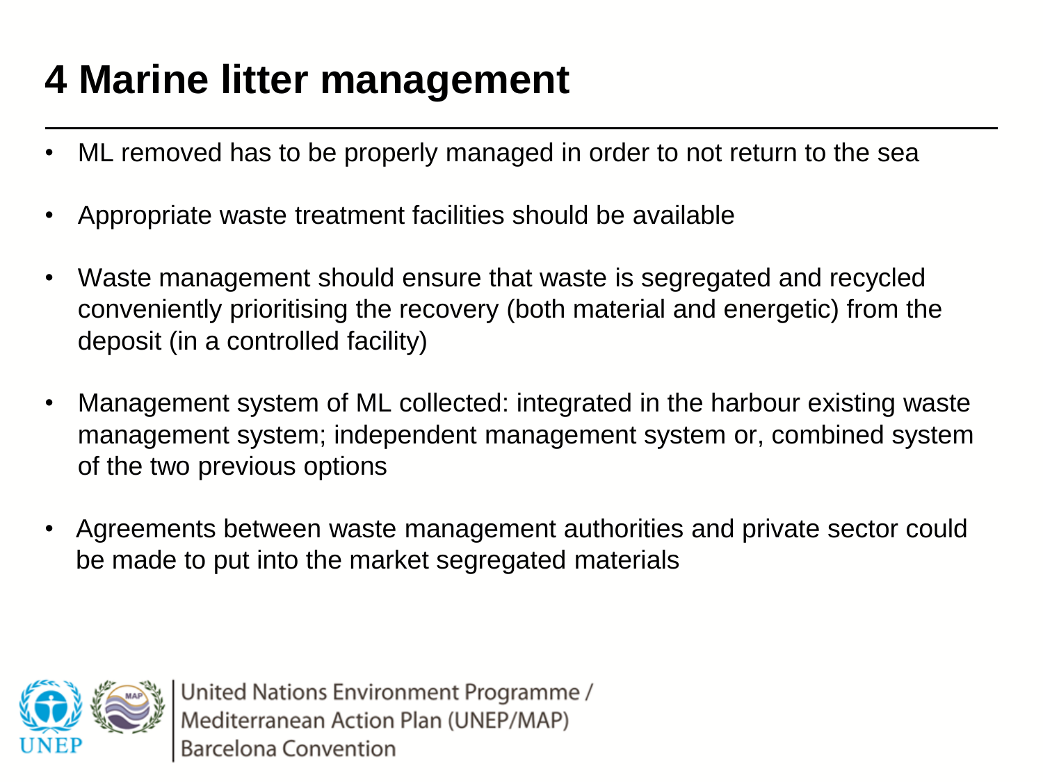# 4 Marine litter management

- ML removed has to be properly managed in order to not return to the sea
- Appropriate waste treatment facilities should be available
- Waste management should ensure that waste is segregated and recycled conveniently prioritising the recovery (both material and energetic) from the deposit (in a controlled facility)
- Management system of ML collected: integrated in the harbour existing waste management system; independent management system or, combined system of the two previous options
- Agreements between waste management authorities and private sector could be made to put into the market segregated materials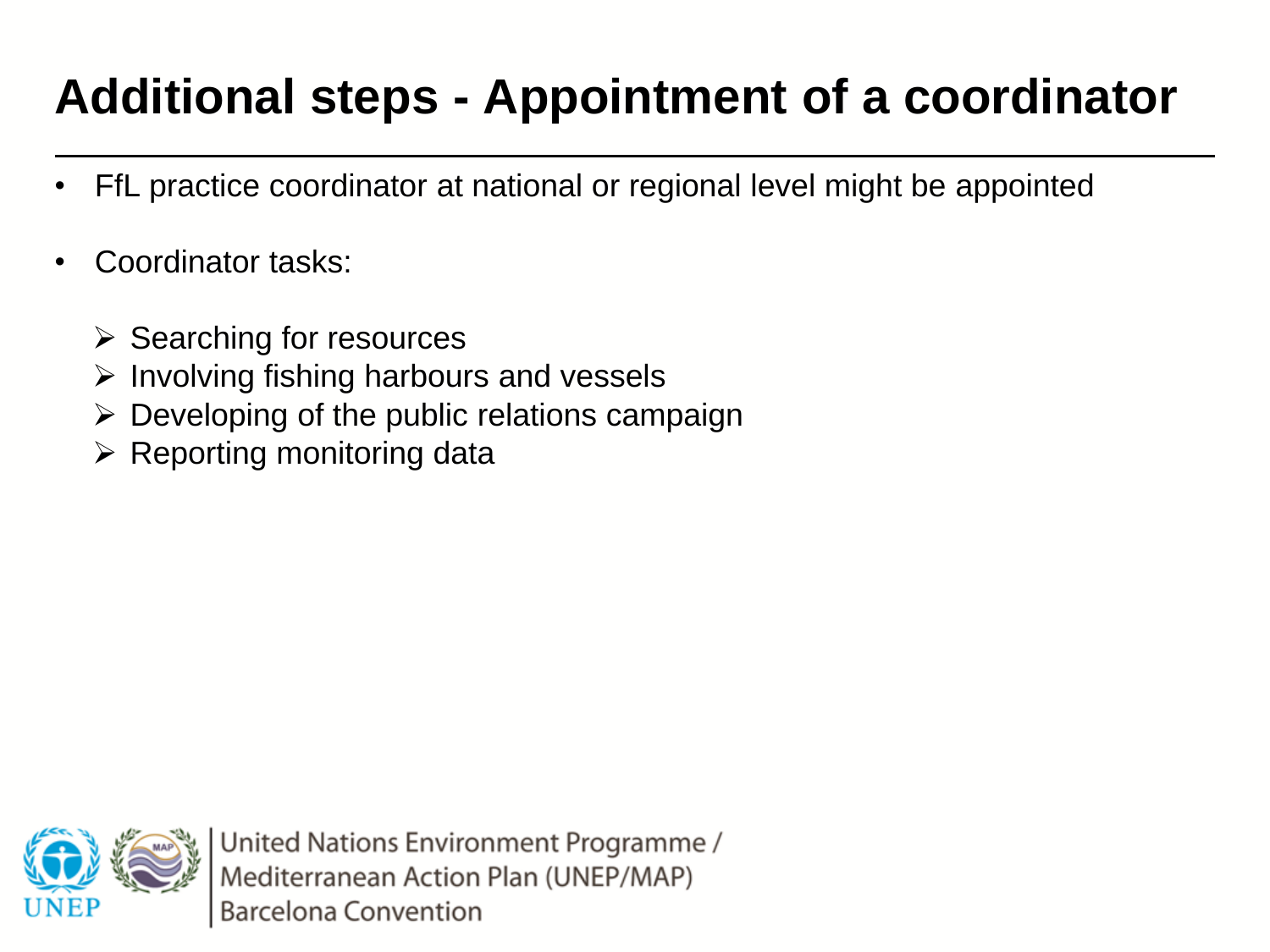# Additional steps - Appointment of a coordinator

- FfL practice coordinator at national or regional level might be appointed
- Coordinator tasks:
  - Searching for resources
  - Involving fishing harbours and vessels
  - Developing of the public relations campaign
  - Reporting monitoring data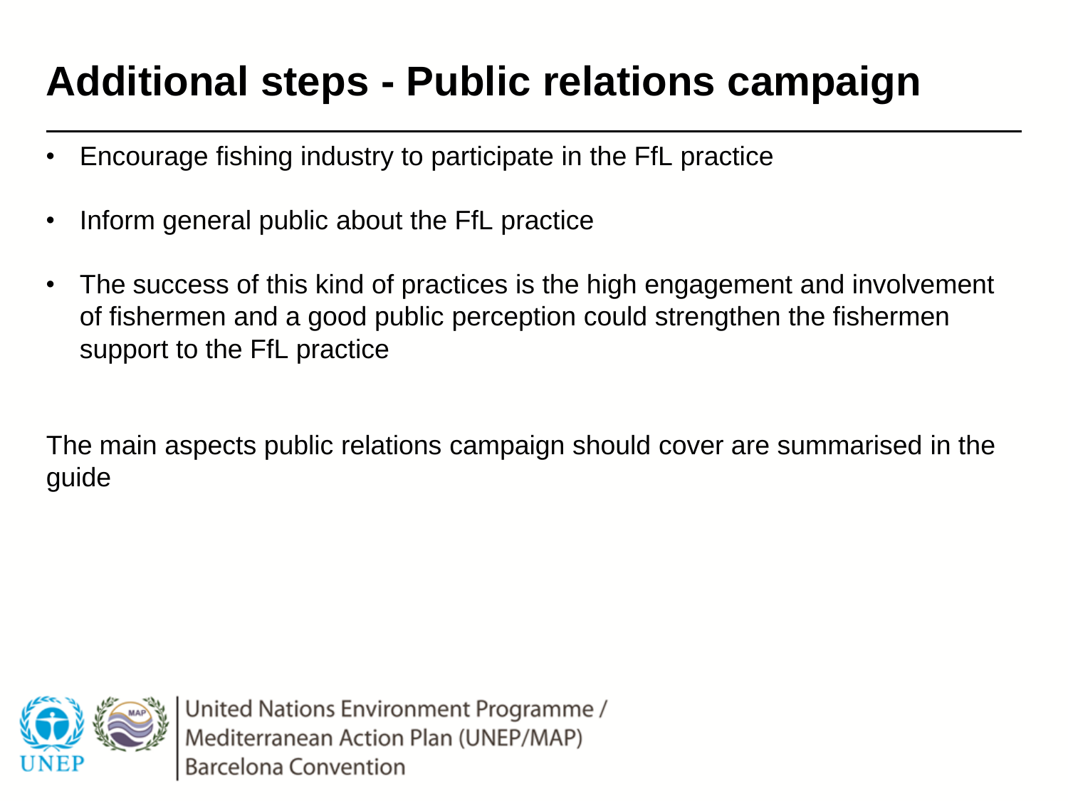# Additional steps - Public relations campaign

- Encourage fishing industry to participate in the FfL practice
- Inform general public about the FfL practice
- The success of this kind of practices is the high engagement and involvement of fishermen and a good public perception could strengthen the fishermen support to the FfL practice

The main aspects public relations campaign should cover are summarised in the guide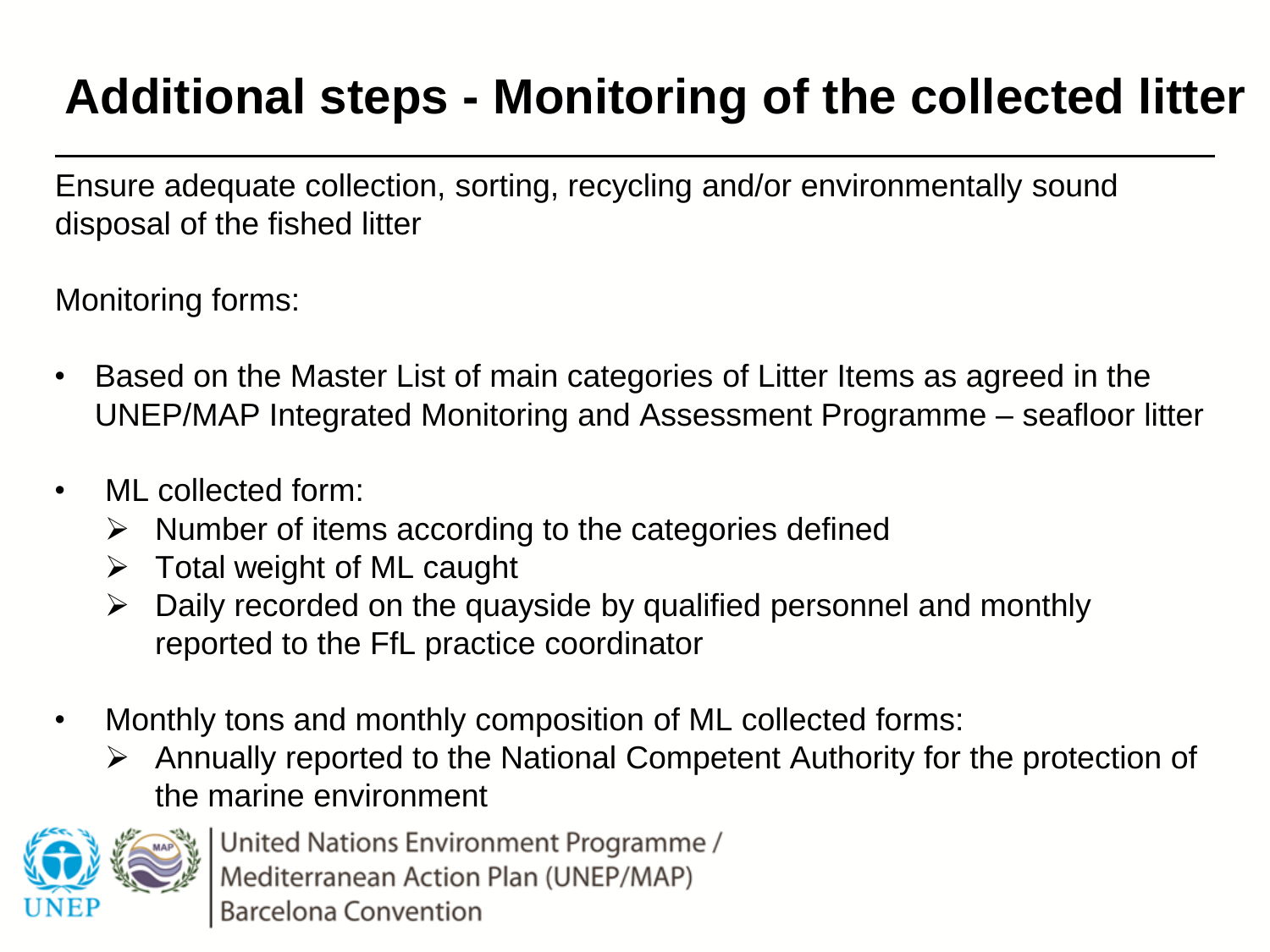# Additional steps - Monitoring of the collected litter

Ensure adequate collection, sorting, recycling and/or environmentally sound disposal of the fished litter

Monitoring forms:

- Based on the Master List of main categories of Litter Items as agreed in the UNEP/MAP Integrated Monitoring and Assessment Programme – seafloor litter
- ML collected form:
  - Number of items according to the categories defined
  - Total weight of ML caught
  - Daily recorded on the quayside by qualified personnel and monthly reported to the FfL practice coordinator
- Monthly tons and monthly composition of ML collected forms:
  - Annually reported to the National Competent Authority for the protection of the marine environment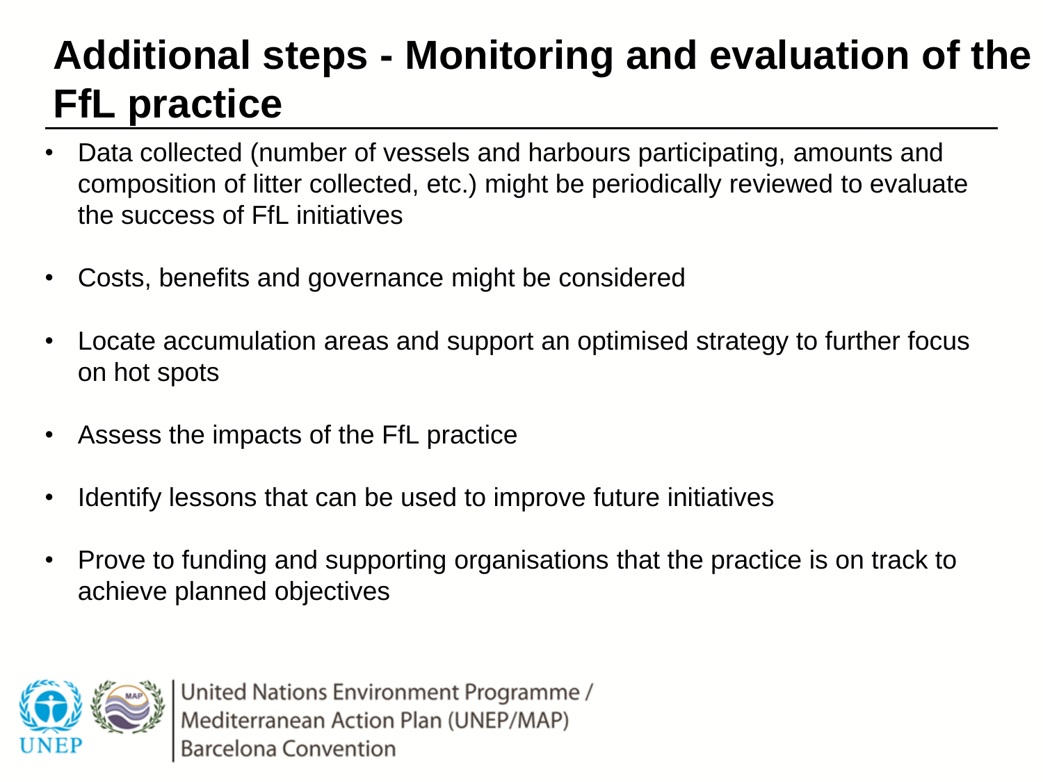# Additional steps - Monitoring and evaluation of the FfL practice

- Data collected (number of vessels and harbours participating, amounts and composition of litter collected, etc.) might be periodically reviewed to evaluate the success of FfL initiatives
- Costs, benefits and governance might be considered
- Locate accumulation areas and support an optimised strategy to further focus on hot spots
- Assess the impacts of the FfL practice
- Identify lessons that can be used to improve future initiatives
- Prove to funding and supporting organisations that the practice is on track to achieve planned objectives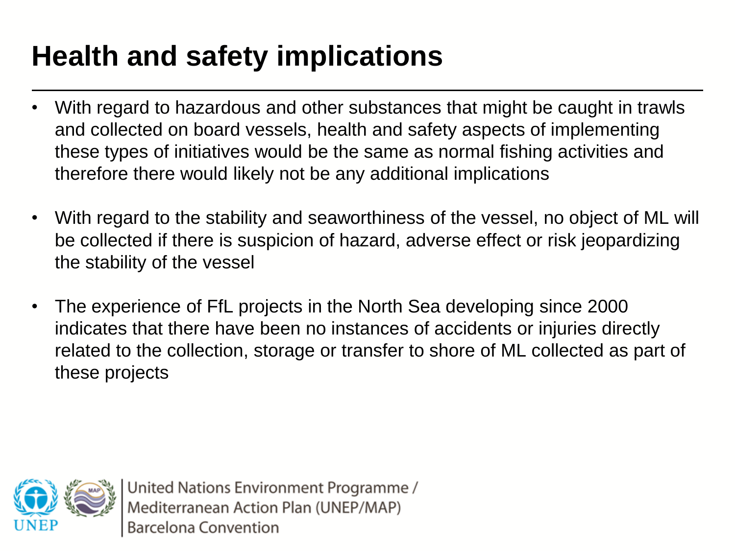# Health and safety implications

- With regard to hazardous and other substances that might be caught in trawls and collected on board vessels, health and safety aspects of implementing these types of initiatives would be the same as normal fishing activities and therefore there would likely not be any additional implications
- With regard to the stability and seaworthiness of the vessel, no object of ML will be collected if there is suspicion of hazard, adverse effect or risk jeopardizing the stability of the vessel
- The experience of FfL projects in the North Sea developing since 2000 indicates that there have been no instances of accidents or injuries directly related to the collection, storage or transfer to shore of ML collected as part of these projects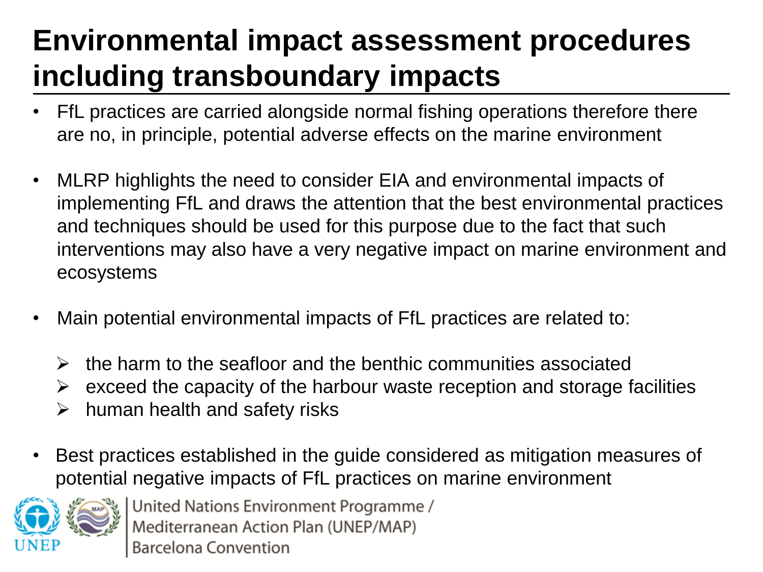# Environmental impact assessment procedures including transboundary impacts

- FfL practices are carried alongside normal fishing operations therefore there are no, in principle, potential adverse effects on the marine environment

- MLRP highlights the need to consider EIA and environmental impacts of implementing FfL and draws the attention that the best environmental practices and techniques should be used for this purpose due to the fact that such interventions may also have a very negative impact on marine environment and ecosystems

- Main potential environmental impacts of FfL practices are related to:
  - the harm to the seafloor and the benthic communities associated
  - exceed the capacity of the harbour waste reception and storage facilities
  - human health and safety risks

- Best practices established in the guide considered as mitigation measures of potential negative impacts of FfL practices on marine environment

United Nations Environment Programme / Mediterranean Action Plan (UNEP/MAP) Barcelona Convention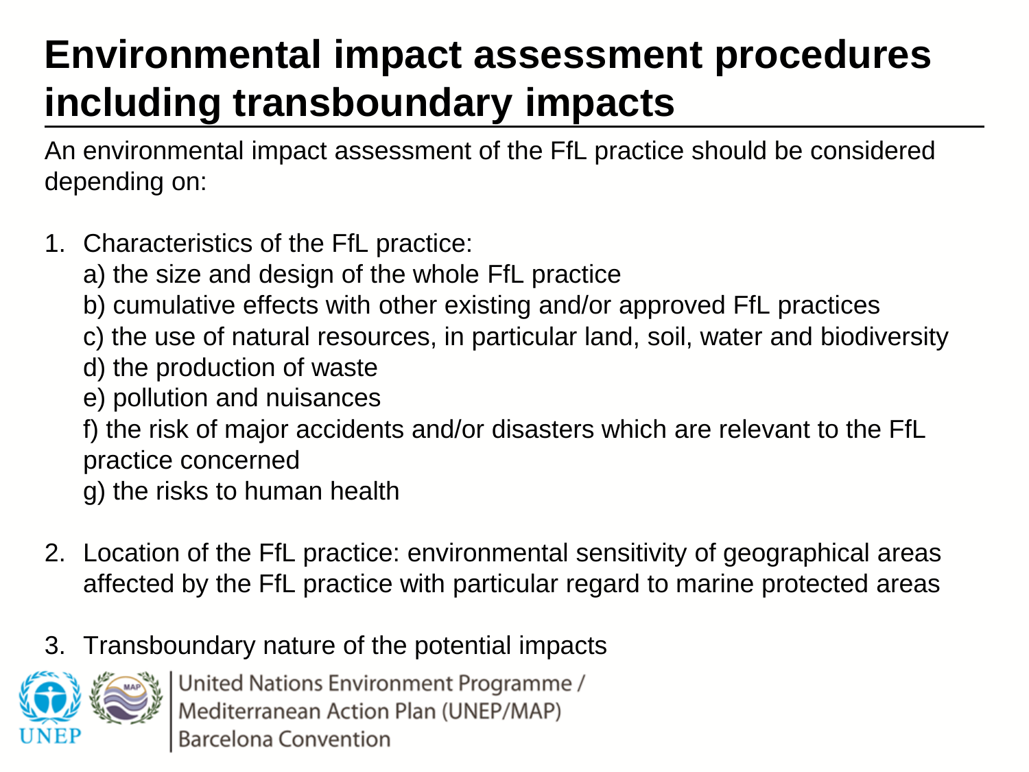# Environmental impact assessment procedures including transboundary impacts

An environmental impact assessment of the FfL practice should be considered depending on:

1. Characteristics of the FfL practice:
   a) the size and design of the whole FfL practice
   b) cumulative effects with other existing and/or approved FfL practices
   c) the use of natural resources, in particular land, soil, water and biodiversity
   d) the production of waste
   e) pollution and nuisances
   f) the risk of major accidents and/or disasters which are relevant to the FfL practice concerned
   g) the risks to human health

2. Location of the FfL practice: environmental sensitivity of geographical areas affected by the FfL practice with particular regard to marine protected areas

3. Transboundary nature of the potential impacts

United Nations Environment Programme / Mediterranean Action Plan (UNEP/MAP) Barcelona Convention